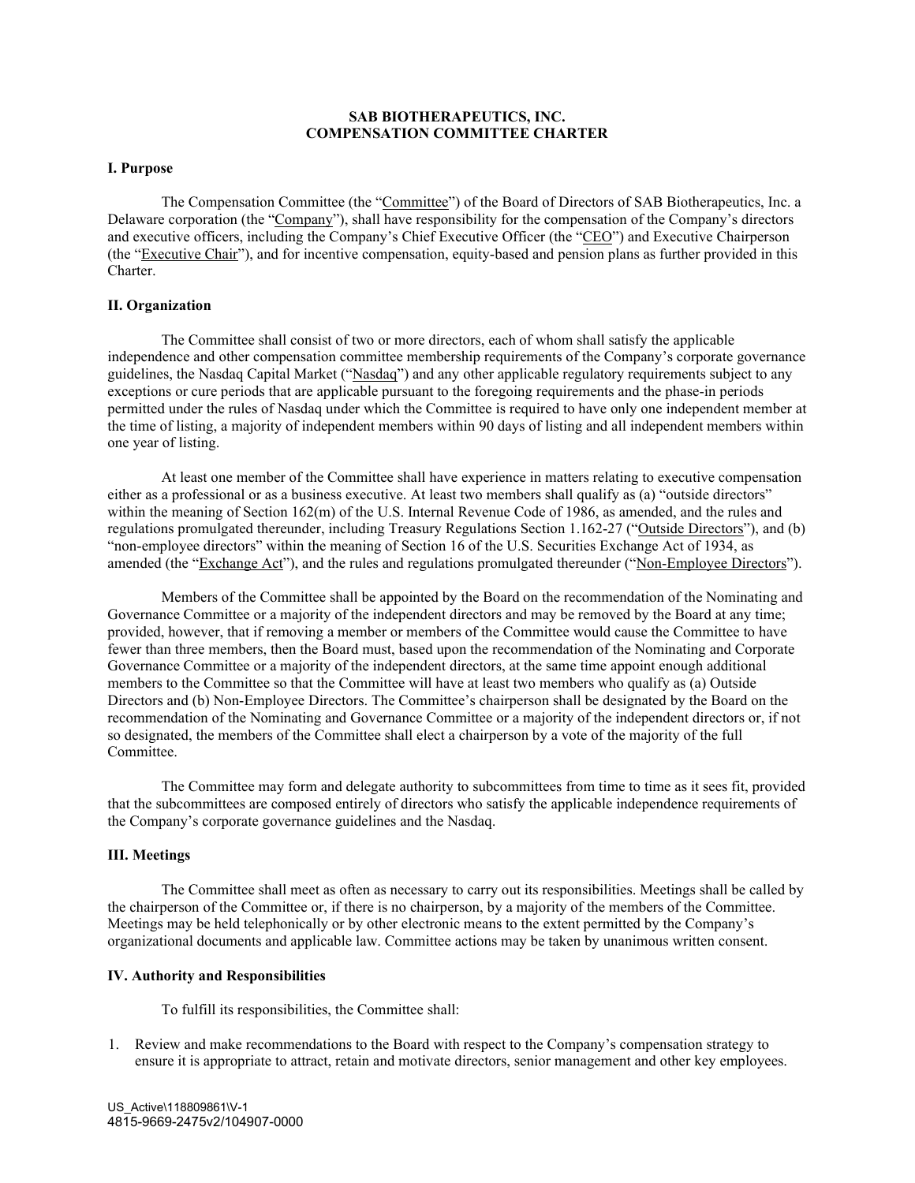# SAB BIOTHERAPEUTICS, INC.
# COMPENSATION COMMITTEE CHARTER

## I. Purpose

The Compensation Committee (the "Committee") of the Board of Directors of SAB Biotherapeutics, Inc. a Delaware corporation (the "Company"), shall have responsibility for the compensation of the Company's directors and executive officers, including the Company's Chief Executive Officer (the "CEO") and Executive Chairperson (the "Executive Chair"), and for incentive compensation, equity-based and pension plans as further provided in this Charter.

## II. Organization

The Committee shall consist of two or more directors, each of whom shall satisfy the applicable independence and other compensation committee membership requirements of the Company's corporate governance guidelines, the Nasdaq Capital Market ("Nasdaq") and any other applicable regulatory requirements subject to any exceptions or cure periods that are applicable pursuant to the foregoing requirements and the phase-in periods permitted under the rules of Nasdaq under which the Committee is required to have only one independent member at the time of listing, a majority of independent members within 90 days of listing and all independent members within one year of listing.

At least one member of the Committee shall have experience in matters relating to executive compensation either as a professional or as a business executive. At least two members shall qualify as (a) "outside directors" within the meaning of Section 162(m) of the U.S. Internal Revenue Code of 1986, as amended, and the rules and regulations promulgated thereunder, including Treasury Regulations Section 1.162-27 ("Outside Directors"), and (b) "non-employee directors" within the meaning of Section 16 of the U.S. Securities Exchange Act of 1934, as amended (the "Exchange Act"), and the rules and regulations promulgated thereunder ("Non-Employee Directors").

Members of the Committee shall be appointed by the Board on the recommendation of the Nominating and Governance Committee or a majority of the independent directors and may be removed by the Board at any time; provided, however, that if removing a member or members of the Committee would cause the Committee to have fewer than three members, then the Board must, based upon the recommendation of the Nominating and Corporate Governance Committee or a majority of the independent directors, at the same time appoint enough additional members to the Committee so that the Committee will have at least two members who qualify as (a) Outside Directors and (b) Non-Employee Directors. The Committee's chairperson shall be designated by the Board on the recommendation of the Nominating and Governance Committee or a majority of the independent directors or, if not so designated, the members of the Committee shall elect a chairperson by a vote of the majority of the full Committee.

The Committee may form and delegate authority to subcommittees from time to time as it sees fit, provided that the subcommittees are composed entirely of directors who satisfy the applicable independence requirements of the Company's corporate governance guidelines and the Nasdaq.

## III. Meetings

The Committee shall meet as often as necessary to carry out its responsibilities. Meetings shall be called by the chairperson of the Committee or, if there is no chairperson, by a majority of the members of the Committee. Meetings may be held telephonically or by other electronic means to the extent permitted by the Company's organizational documents and applicable law. Committee actions may be taken by unanimous written consent.

## IV. Authority and Responsibilities

To fulfill its responsibilities, the Committee shall:

1. Review and make recommendations to the Board with respect to the Company's compensation strategy to ensure it is appropriate to attract, retain and motivate directors, senior management and other key employees.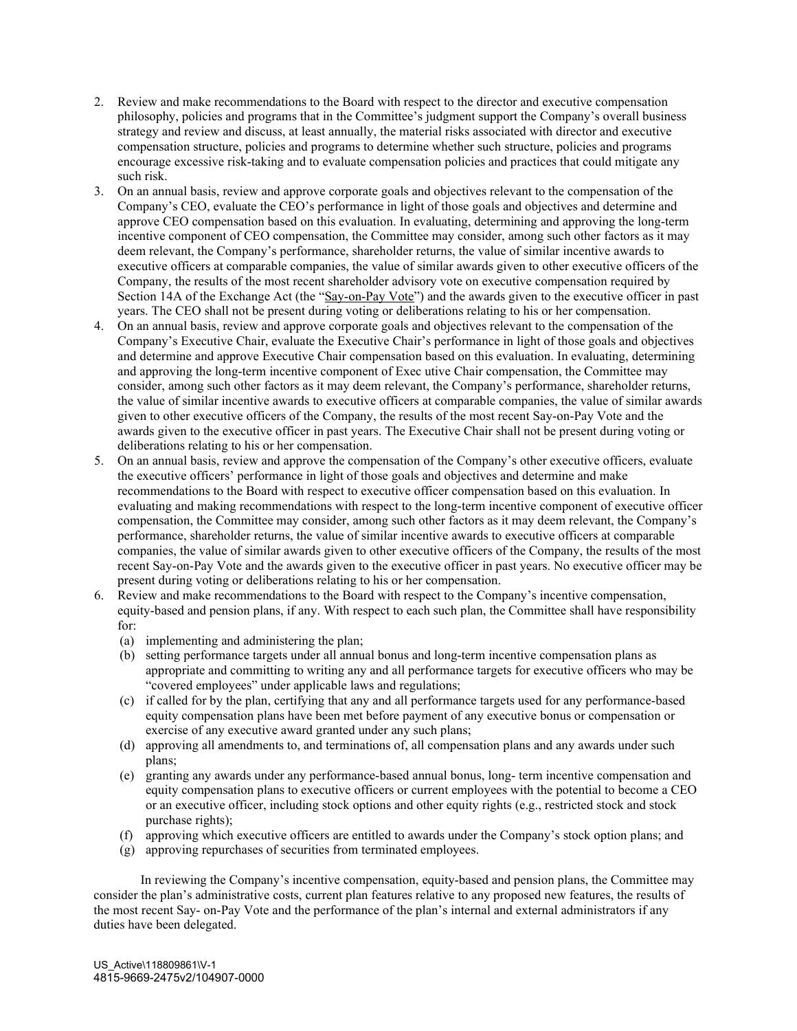2. Review and make recommendations to the Board with respect to the director and executive compensation philosophy, policies and programs that in the Committee's judgment support the Company's overall business strategy and review and discuss, at least annually, the material risks associated with director and executive compensation structure, policies and programs to determine whether such structure, policies and programs encourage excessive risk-taking and to evaluate compensation policies and practices that could mitigate any such risk.
3. On an annual basis, review and approve corporate goals and objectives relevant to the compensation of the Company's CEO, evaluate the CEO's performance in light of those goals and objectives and determine and approve CEO compensation based on this evaluation. In evaluating, determining and approving the long-term incentive component of CEO compensation, the Committee may consider, among such other factors as it may deem relevant, the Company's performance, shareholder returns, the value of similar incentive awards to executive officers at comparable companies, the value of similar awards given to other executive officers of the Company, the results of the most recent shareholder advisory vote on executive compensation required by Section 14A of the Exchange Act (the "Say-on-Pay Vote") and the awards given to the executive officer in past years. The CEO shall not be present during voting or deliberations relating to his or her compensation.
4. On an annual basis, review and approve corporate goals and objectives relevant to the compensation of the Company's Executive Chair, evaluate the Executive Chair's performance in light of those goals and objectives and determine and approve Executive Chair compensation based on this evaluation. In evaluating, determining and approving the long-term incentive component of Exec utive Chair compensation, the Committee may consider, among such other factors as it may deem relevant, the Company's performance, shareholder returns, the value of similar incentive awards to executive officers at comparable companies, the value of similar awards given to other executive officers of the Company, the results of the most recent Say-on-Pay Vote and the awards given to the executive officer in past years. The Executive Chair shall not be present during voting or deliberations relating to his or her compensation.
5. On an annual basis, review and approve the compensation of the Company's other executive officers, evaluate the executive officers' performance in light of those goals and objectives and determine and make recommendations to the Board with respect to executive officer compensation based on this evaluation. In evaluating and making recommendations with respect to the long-term incentive component of executive officer compensation, the Committee may consider, among such other factors as it may deem relevant, the Company's performance, shareholder returns, the value of similar incentive awards to executive officers at comparable companies, the value of similar awards given to other executive officers of the Company, the results of the most recent Say-on-Pay Vote and the awards given to the executive officer in past years. No executive officer may be present during voting or deliberations relating to his or her compensation.
6. Review and make recommendations to the Board with respect to the Company's incentive compensation, equity-based and pension plans, if any. With respect to each such plan, the Committee shall have responsibility for:
   (a) implementing and administering the plan;
   (b) setting performance targets under all annual bonus and long-term incentive compensation plans as appropriate and committing to writing any and all performance targets for executive officers who may be "covered employees" under applicable laws and regulations;
   (c) if called for by the plan, certifying that any and all performance targets used for any performance-based equity compensation plans have been met before payment of any executive bonus or compensation or exercise of any executive award granted under any such plans;
   (d) approving all amendments to, and terminations of, all compensation plans and any awards under such plans;
   (e) granting any awards under any performance-based annual bonus, long- term incentive compensation and equity compensation plans to executive officers or current employees with the potential to become a CEO or an executive officer, including stock options and other equity rights (e.g., restricted stock and stock purchase rights);
   (f) approving which executive officers are entitled to awards under the Company's stock option plans; and
   (g) approving repurchases of securities from terminated employees.

In reviewing the Company's incentive compensation, equity-based and pension plans, the Committee may consider the plan's administrative costs, current plan features relative to any proposed new features, the results of the most recent Say- on-Pay Vote and the performance of the plan's internal and external administrators if any duties have been delegated.

US_Active\118809861\V-1
4815-9669-2475v2/104907-0000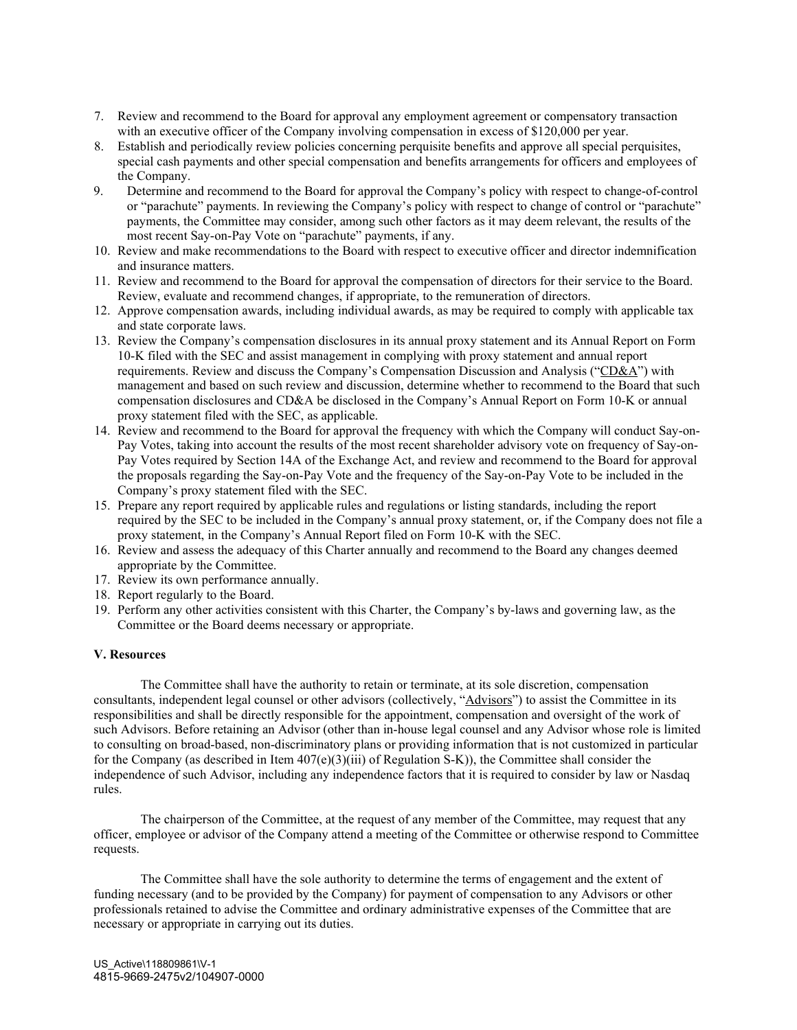7. Review and recommend to the Board for approval any employment agreement or compensatory transaction with an executive officer of the Company involving compensation in excess of $120,000 per year.
8. Establish and periodically review policies concerning perquisite benefits and approve all special perquisites, special cash payments and other special compensation and benefits arrangements for officers and employees of the Company.
9. Determine and recommend to the Board for approval the Company's policy with respect to change-of-control or "parachute" payments. In reviewing the Company's policy with respect to change of control or "parachute" payments, the Committee may consider, among such other factors as it may deem relevant, the results of the most recent Say-on-Pay Vote on "parachute" payments, if any.
10. Review and make recommendations to the Board with respect to executive officer and director indemnification and insurance matters.
11. Review and recommend to the Board for approval the compensation of directors for their service to the Board. Review, evaluate and recommend changes, if appropriate, to the remuneration of directors.
12. Approve compensation awards, including individual awards, as may be required to comply with applicable tax and state corporate laws.
13. Review the Company's compensation disclosures in its annual proxy statement and its Annual Report on Form 10-K filed with the SEC and assist management in complying with proxy statement and annual report requirements. Review and discuss the Company's Compensation Discussion and Analysis ("CD&A") with management and based on such review and discussion, determine whether to recommend to the Board that such compensation disclosures and CD&A be disclosed in the Company's Annual Report on Form 10-K or annual proxy statement filed with the SEC, as applicable.
14. Review and recommend to the Board for approval the frequency with which the Company will conduct Say-on-Pay Votes, taking into account the results of the most recent shareholder advisory vote on frequency of Say-on-Pay Votes required by Section 14A of the Exchange Act, and review and recommend to the Board for approval the proposals regarding the Say-on-Pay Vote and the frequency of the Say-on-Pay Vote to be included in the Company's proxy statement filed with the SEC.
15. Prepare any report required by applicable rules and regulations or listing standards, including the report required by the SEC to be included in the Company's annual proxy statement, or, if the Company does not file a proxy statement, in the Company's Annual Report filed on Form 10-K with the SEC.
16. Review and assess the adequacy of this Charter annually and recommend to the Board any changes deemed appropriate by the Committee.
17. Review its own performance annually.
18. Report regularly to the Board.
19. Perform any other activities consistent with this Charter, the Company's by-laws and governing law, as the Committee or the Board deems necessary or appropriate.

**V. Resources**

The Committee shall have the authority to retain or terminate, at its sole discretion, compensation consultants, independent legal counsel or other advisors (collectively, "Advisors") to assist the Committee in its responsibilities and shall be directly responsible for the appointment, compensation and oversight of the work of such Advisors. Before retaining an Advisor (other than in-house legal counsel and any Advisor whose role is limited to consulting on broad-based, non-discriminatory plans or providing information that is not customized in particular for the Company (as described in Item 407(e)(3)(iii) of Regulation S-K)), the Committee shall consider the independence of such Advisor, including any independence factors that it is required to consider by law or Nasdaq rules.

The chairperson of the Committee, at the request of any member of the Committee, may request that any officer, employee or advisor of the Company attend a meeting of the Committee or otherwise respond to Committee requests.

The Committee shall have the sole authority to determine the terms of engagement and the extent of funding necessary (and to be provided by the Company) for payment of compensation to any Advisors or other professionals retained to advise the Committee and ordinary administrative expenses of the Committee that are necessary or appropriate in carrying out its duties.

US_Active\118809861\V-1
4815-9669-2475v2/104907-0000